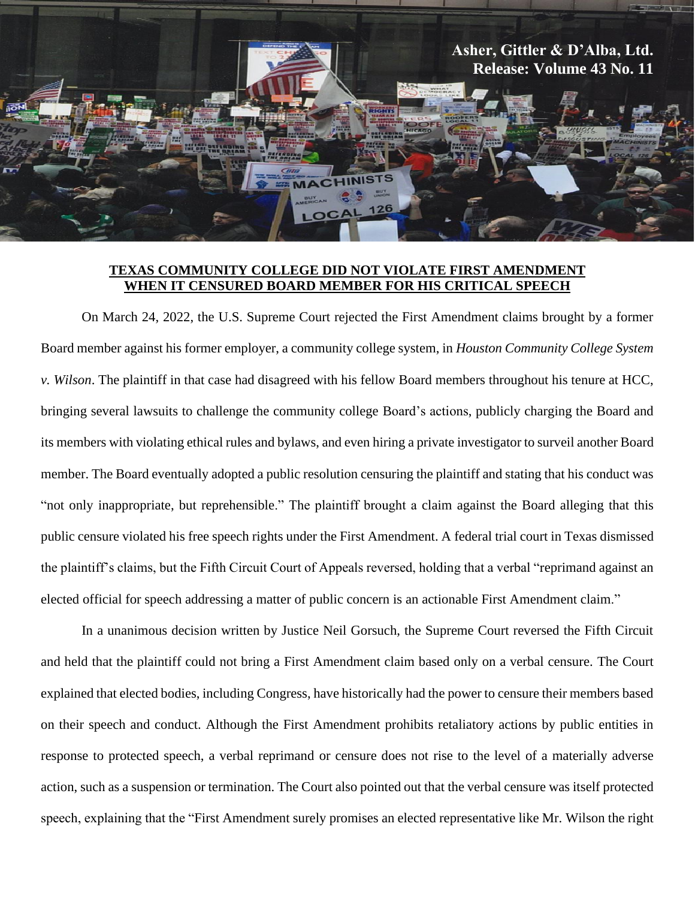Asher, Gittler & D'Alba, Ltd.
Release: Volume 43 No. 11

## TEXAS COMMUNITY COLLEGE DID NOT VIOLATE FIRST AMENDMENT WHEN IT CENSURED BOARD MEMBER FOR HIS CRITICAL SPEECH

On March 24, 2022, the U.S. Supreme Court rejected the First Amendment claims brought by a former Board member against his former employer, a community college system, in *Houston Community College System v. Wilson*. The plaintiff in that case had disagreed with his fellow Board members throughout his tenure at HCC, bringing several lawsuits to challenge the community college Board's actions, publicly charging the Board and its members with violating ethical rules and bylaws, and even hiring a private investigator to surveil another Board member. The Board eventually adopted a public resolution censuring the plaintiff and stating that his conduct was "not only inappropriate, but reprehensible." The plaintiff brought a claim against the Board alleging that this public censure violated his free speech rights under the First Amendment. A federal trial court in Texas dismissed the plaintiff's claims, but the Fifth Circuit Court of Appeals reversed, holding that a verbal "reprimand against an elected official for speech addressing a matter of public concern is an actionable First Amendment claim."

In a unanimous decision written by Justice Neil Gorsuch, the Supreme Court reversed the Fifth Circuit and held that the plaintiff could not bring a First Amendment claim based only on a verbal censure. The Court explained that elected bodies, including Congress, have historically had the power to censure their members based on their speech and conduct. Although the First Amendment prohibits retaliatory actions by public entities in response to protected speech, a verbal reprimand or censure does not rise to the level of a materially adverse action, such as a suspension or termination. The Court also pointed out that the verbal censure was itself protected speech, explaining that the "First Amendment surely promises an elected representative like Mr. Wilson the right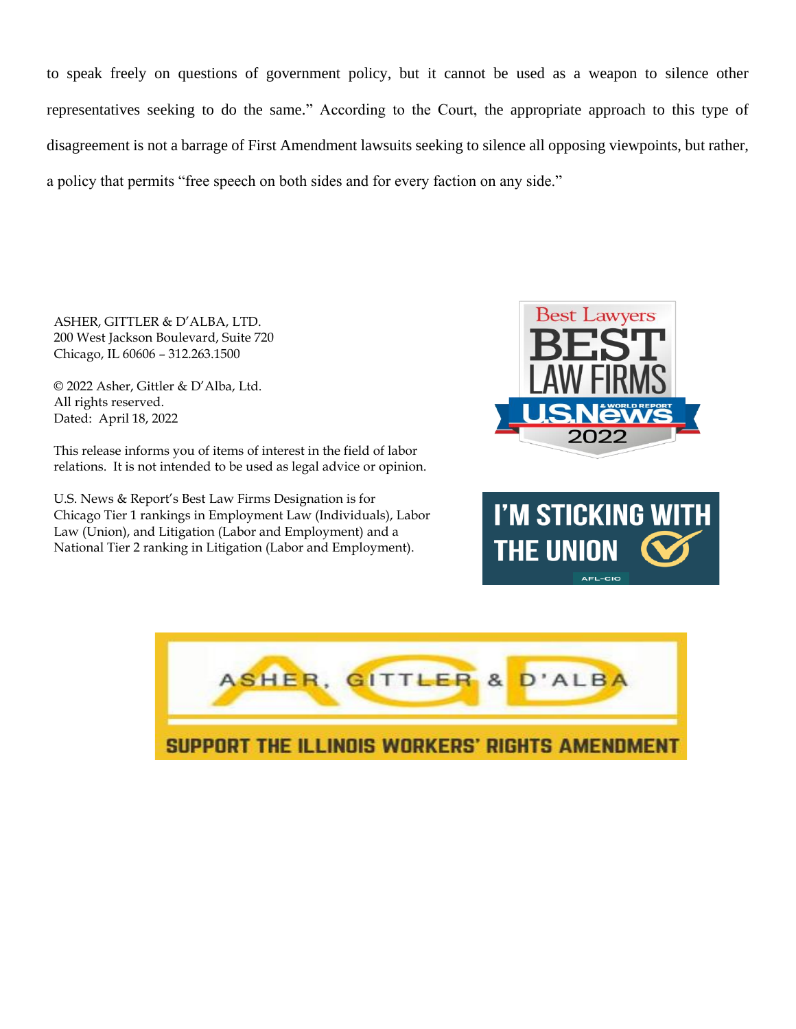to speak freely on questions of government policy, but it cannot be used as a weapon to silence other representatives seeking to do the same." According to the Court, the appropriate approach to this type of disagreement is not a barrage of First Amendment lawsuits seeking to silence all opposing viewpoints, but rather, a policy that permits "free speech on both sides and for every faction on any side."

ASHER, GITTLER & D'ALBA, LTD.
200 West Jackson Boulevard, Suite 720
Chicago, IL 60606 – 312.263.1500

© 2022 Asher, Gittler & D'Alba, Ltd.
All rights reserved.
Dated: April 18, 2022

This release informs you of items of interest in the field of labor relations. It is not intended to be used as legal advice or opinion.

U.S. News & Report's Best Law Firms Designation is for Chicago Tier 1 rankings in Employment Law (Individuals), Labor Law (Union), and Litigation (Labor and Employment) and a National Tier 2 ranking in Litigation (Labor and Employment).

Best Lawyers
BEST LAW FIRMS
U.S.News & WORLD REPORT
2022

I'M STICKING WITH THE UNION
AFL-CIO

ASHER, GITTLER & D'ALBA
SUPPORT THE ILLINOIS WORKERS' RIGHTS AMENDMENT